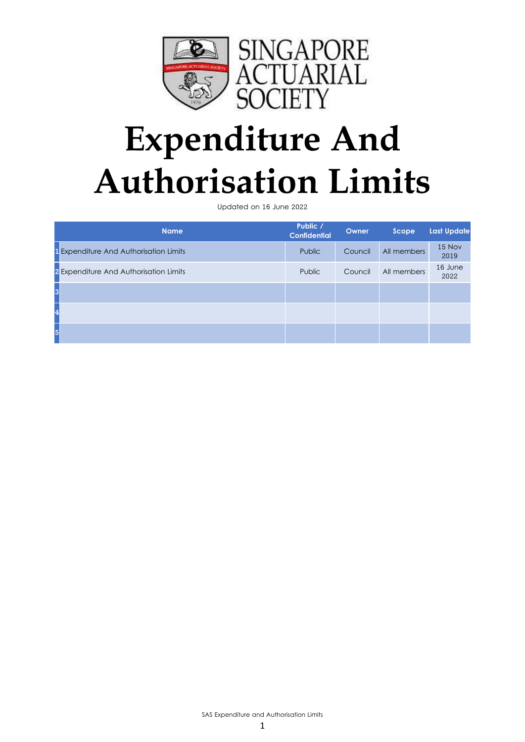SINGAPORE ACTUARIAL SOCIETY

# Expenditure And Authorisation Limits

Updated on 16 June 2022

| | Name | Public / Confidential | Owner | Scope | Last Update |
|---|---|---|---|---|---|
| 1 | Expenditure And Authorisation Limits | Public | Council | All members | 15 Nov 2019 |
| 2 | Expenditure And Authorisation Limits | Public | Council | All members | 16 June 2022 |
| 3 | | | | | |
| 4 | | | | | |
| 5 | | | | | |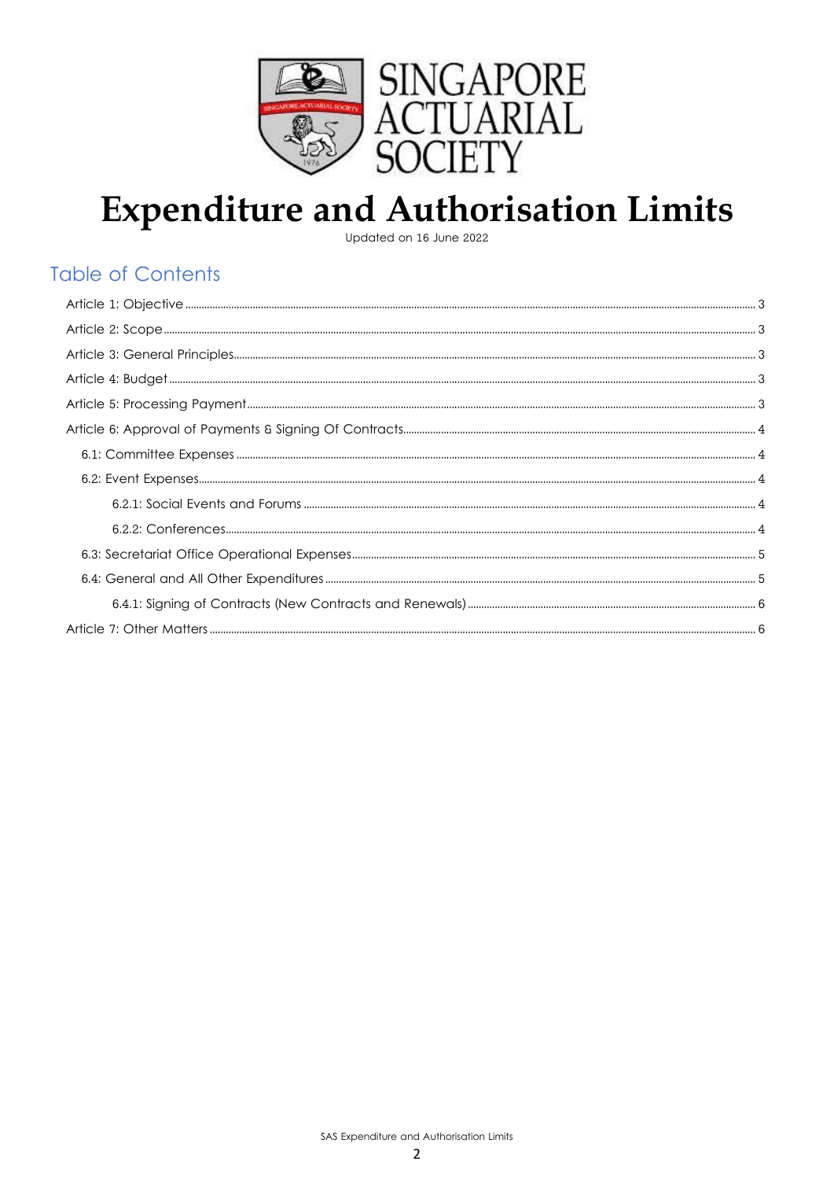SINGAPORE ACTUARIAL SOCIETY

# Expenditure and Authorisation Limits

Updated on 16 June 2022

## Table of Contents

- Article 1: Objective ........ 3
- Article 2: Scope ........ 3
- Article 3: General Principles ........ 3
- Article 4: Budget ........ 3
- Article 5: Processing Payment ........ 3
- Article 6: Approval of Payments & Signing Of Contracts ........ 4
  - 6.1: Committee Expenses ........ 4
  - 6.2: Event Expenses ........ 4
    - 6.2.1: Social Events and Forums ........ 4
    - 6.2.2: Conferences ........ 4
  - 6.3: Secretariat Office Operational Expenses ........ 5
  - 6.4: General and All Other Expenditures ........ 5
    - 6.4.1: Signing of Contracts (New Contracts and Renewals) ........ 6
- Article 7: Other Matters ........ 6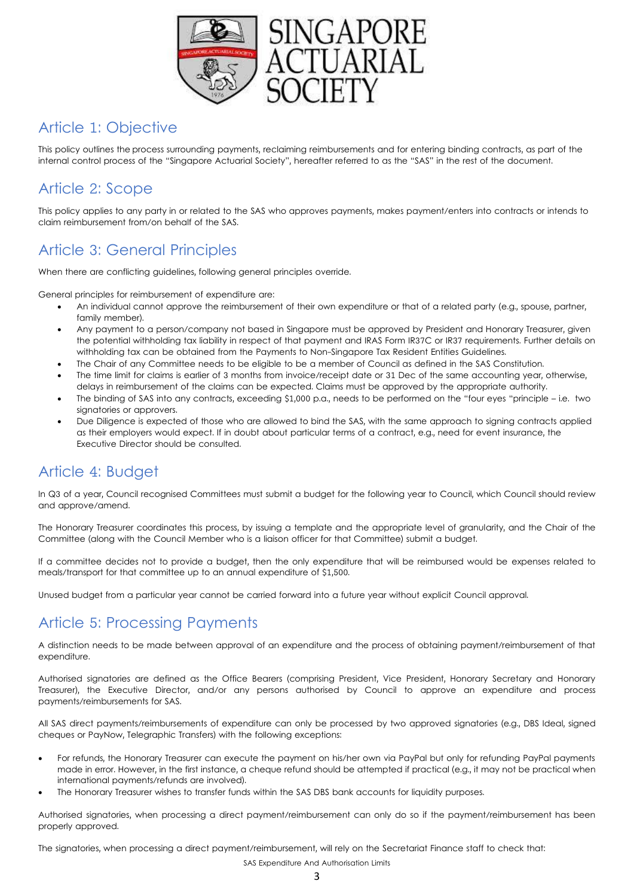## Article 1: Objective

This policy outlines the process surrounding payments, reclaiming reimbursements and for entering binding contracts, as part of the internal control process of the "Singapore Actuarial Society", hereafter referred to as the "SAS" in the rest of the document.

## Article 2: Scope

This policy applies to any party in or related to the SAS who approves payments, makes payment/enters into contracts or intends to claim reimbursement from/on behalf of the SAS.

## Article 3: General Principles

When there are conflicting guidelines, following general principles override.

General principles for reimbursement of expenditure are:

- An individual cannot approve the reimbursement of their own expenditure or that of a related party (e.g., spouse, partner, family member).
- Any payment to a person/company not based in Singapore must be approved by President and Honorary Treasurer, given the potential withholding tax liability in respect of that payment and IRAS Form IR37C or IR37 requirements. Further details on withholding tax can be obtained from the Payments to Non-Singapore Tax Resident Entities Guidelines.
- The Chair of any Committee needs to be eligible to be a member of Council as defined in the SAS Constitution.
- The time limit for claims is earlier of 3 months from invoice/receipt date or 31 Dec of the same accounting year, otherwise, delays in reimbursement of the claims can be expected. Claims must be approved by the appropriate authority.
- The binding of SAS into any contracts, exceeding $1,000 p.a., needs to be performed on the "four eyes "principle – i.e. two signatories or approvers.
- Due Diligence is expected of those who are allowed to bind the SAS, with the same approach to signing contracts applied as their employers would expect. If in doubt about particular terms of a contract, e.g., need for event insurance, the Executive Director should be consulted.

## Article 4: Budget

In Q3 of a year, Council recognised Committees must submit a budget for the following year to Council, which Council should review and approve/amend.

The Honorary Treasurer coordinates this process, by issuing a template and the appropriate level of granularity, and the Chair of the Committee (along with the Council Member who is a liaison officer for that Committee) submit a budget.

If a committee decides not to provide a budget, then the only expenditure that will be reimbursed would be expenses related to meals/transport for that committee up to an annual expenditure of $1,500.

Unused budget from a particular year cannot be carried forward into a future year without explicit Council approval.

## Article 5: Processing Payments

A distinction needs to be made between approval of an expenditure and the process of obtaining payment/reimbursement of that expenditure.

Authorised signatories are defined as the Office Bearers (comprising President, Vice President, Honorary Secretary and Honorary Treasurer), the Executive Director, and/or any persons authorised by Council to approve an expenditure and process payments/reimbursements for SAS.

All SAS direct payments/reimbursements of expenditure can only be processed by two approved signatories (e.g., DBS Ideal, signed cheques or PayNow, Telegraphic Transfers) with the following exceptions:

- For refunds, the Honorary Treasurer can execute the payment on his/her own via PayPal but only for refunding PayPal payments made in error. However, in the first instance, a cheque refund should be attempted if practical (e.g., it may not be practical when international payments/refunds are involved).
- The Honorary Treasurer wishes to transfer funds within the SAS DBS bank accounts for liquidity purposes.

Authorised signatories, when processing a direct payment/reimbursement can only do so if the payment/reimbursement has been properly approved.

The signatories, when processing a direct payment/reimbursement, will rely on the Secretariat Finance staff to check that: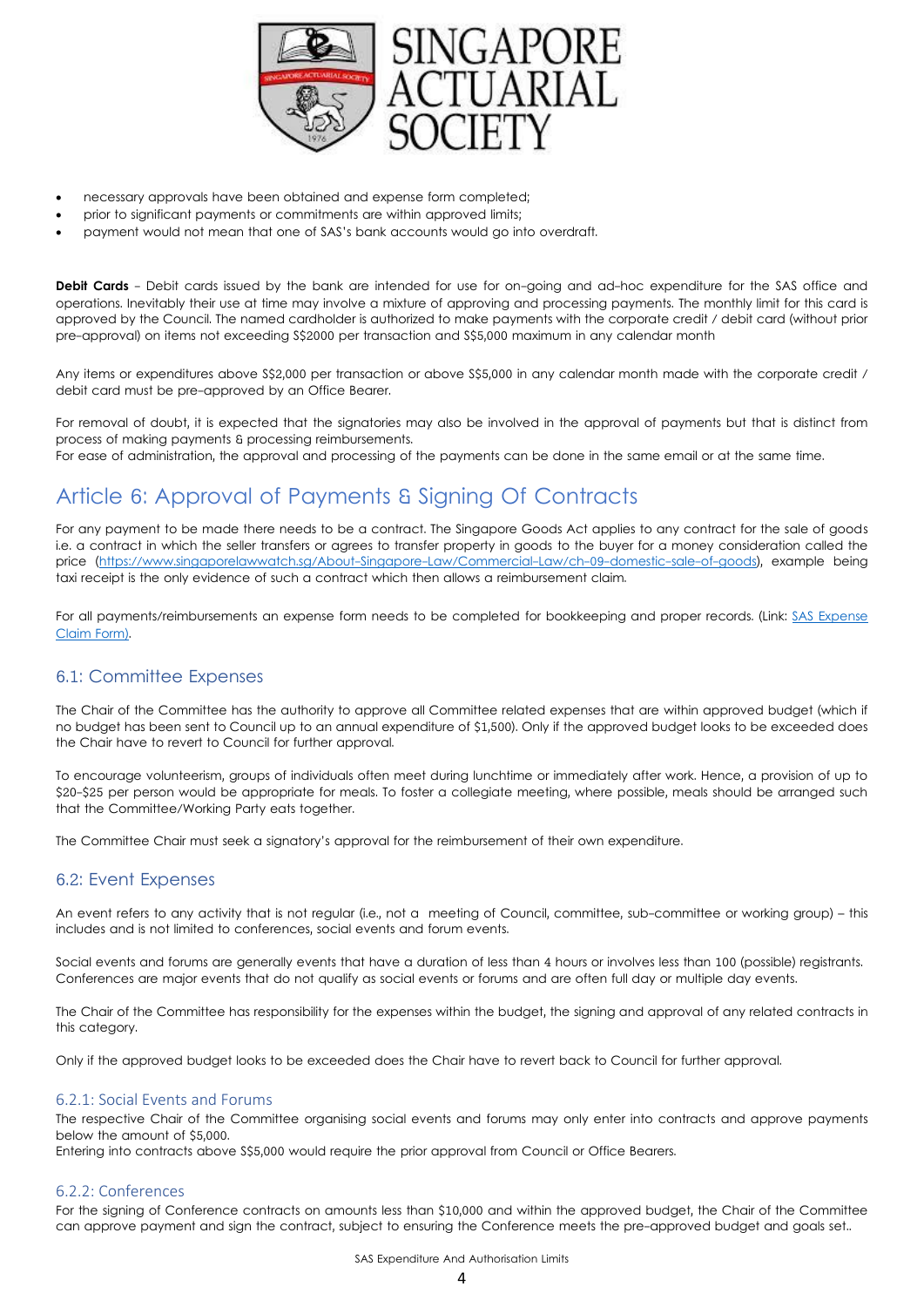- necessary approvals have been obtained and expense form completed;
- prior to significant payments or commitments are within approved limits;
- payment would not mean that one of SAS's bank accounts would go into overdraft.

**Debit Cards** – Debit cards issued by the bank are intended for use for on-going and ad-hoc expenditure for the SAS office and operations. Inevitably their use at time may involve a mixture of approving and processing payments. The monthly limit for this card is approved by the Council. The named cardholder is authorized to make payments with the corporate credit / debit card (without prior pre-approval) on items not exceeding S$2000 per transaction and S$5,000 maximum in any calendar month

Any items or expenditures above S$2,000 per transaction or above S$5,000 in any calendar month made with the corporate credit / debit card must be pre-approved by an Office Bearer.

For removal of doubt, it is expected that the signatories may also be involved in the approval of payments but that is distinct from process of making payments & processing reimbursements.
For ease of administration, the approval and processing of the payments can be done in the same email or at the same time.

## Article 6: Approval of Payments & Signing Of Contracts

For any payment to be made there needs to be a contract. The Singapore Goods Act applies to any contract for the sale of goods i.e. a contract in which the seller transfers or agrees to transfer property in goods to the buyer for a money consideration called the price (https://www.singaporelawwatch.sg/About-Singapore-Law/Commercial-Law/ch-09-domestic-sale-of-goods), example being taxi receipt is the only evidence of such a contract which then allows a reimbursement claim.

For all payments/reimbursements an expense form needs to be completed for bookkeeping and proper records. (Link: SAS Expense Claim Form).

### 6.1: Committee Expenses

The Chair of the Committee has the authority to approve all Committee related expenses that are within approved budget (which if no budget has been sent to Council up to an annual expenditure of $1,500). Only if the approved budget looks to be exceeded does the Chair have to revert to Council for further approval.

To encourage volunteerism, groups of individuals often meet during lunchtime or immediately after work. Hence, a provision of up to $20-$25 per person would be appropriate for meals. To foster a collegiate meeting, where possible, meals should be arranged such that the Committee/Working Party eats together.

The Committee Chair must seek a signatory's approval for the reimbursement of their own expenditure.

### 6.2: Event Expenses

An event refers to any activity that is not regular (i.e., not a meeting of Council, committee, sub-committee or working group) – this includes and is not limited to conferences, social events and forum events.

Social events and forums are generally events that have a duration of less than 4 hours or involves less than 100 (possible) registrants. Conferences are major events that do not qualify as social events or forums and are often full day or multiple day events.

The Chair of the Committee has responsibility for the expenses within the budget, the signing and approval of any related contracts in this category.

Only if the approved budget looks to be exceeded does the Chair have to revert back to Council for further approval.

#### 6.2.1: Social Events and Forums

The respective Chair of the Committee organising social events and forums may only enter into contracts and approve payments below the amount of $5,000.
Entering into contracts above S$5,000 would require the prior approval from Council or Office Bearers.

#### 6.2.2: Conferences

For the signing of Conference contracts on amounts less than $10,000 and within the approved budget, the Chair of the Committee can approve payment and sign the contract, subject to ensuring the Conference meets the pre-approved budget and goals set..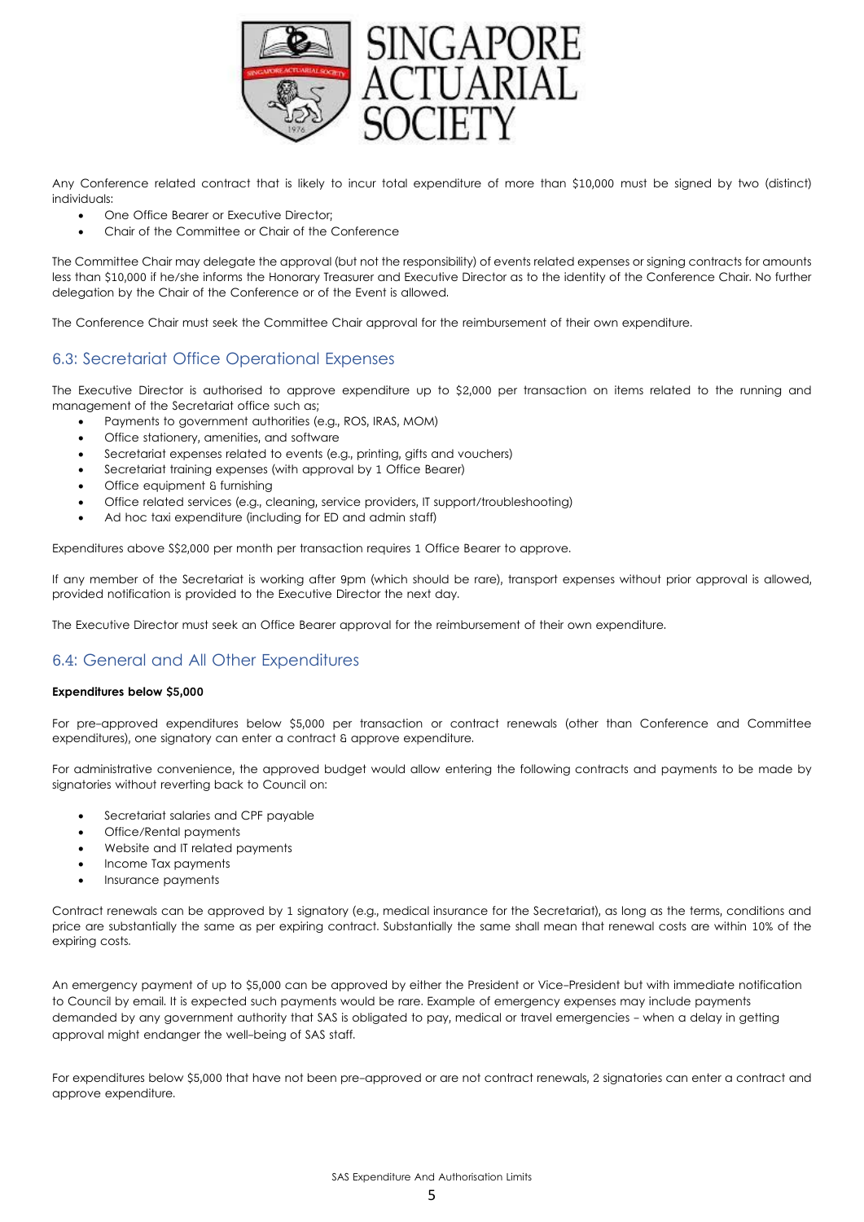Any Conference related contract that is likely to incur total expenditure of more than $10,000 must be signed by two (distinct) individuals:

- One Office Bearer or Executive Director;
- Chair of the Committee or Chair of the Conference

The Committee Chair may delegate the approval (but not the responsibility) of events related expenses or signing contracts for amounts less than $10,000 if he/she informs the Honorary Treasurer and Executive Director as to the identity of the Conference Chair. No further delegation by the Chair of the Conference or of the Event is allowed.

The Conference Chair must seek the Committee Chair approval for the reimbursement of their own expenditure.

## 6.3: Secretariat Office Operational Expenses

The Executive Director is authorised to approve expenditure up to $2,000 per transaction on items related to the running and management of the Secretariat office such as;

- Payments to government authorities (e.g., ROS, IRAS, MOM)
- Office stationery, amenities, and software
- Secretariat expenses related to events (e.g., printing, gifts and vouchers)
- Secretariat training expenses (with approval by 1 Office Bearer)
- Office equipment & furnishing
- Office related services (e.g., cleaning, service providers, IT support/troubleshooting)
- Ad hoc taxi expenditure (including for ED and admin staff)

Expenditures above S$2,000 per month per transaction requires 1 Office Bearer to approve.

If any member of the Secretariat is working after 9pm (which should be rare), transport expenses without prior approval is allowed, provided notification is provided to the Executive Director the next day.

The Executive Director must seek an Office Bearer approval for the reimbursement of their own expenditure.

## 6.4: General and All Other Expenditures

**Expenditures below $5,000**

For pre-approved expenditures below $5,000 per transaction or contract renewals (other than Conference and Committee expenditures), one signatory can enter a contract & approve expenditure.

For administrative convenience, the approved budget would allow entering the following contracts and payments to be made by signatories without reverting back to Council on:

- Secretariat salaries and CPF payable
- Office/Rental payments
- Website and IT related payments
- Income Tax payments
- Insurance payments

Contract renewals can be approved by 1 signatory (e.g., medical insurance for the Secretariat), as long as the terms, conditions and price are substantially the same as per expiring contract. Substantially the same shall mean that renewal costs are within 10% of the expiring costs.

An emergency payment of up to $5,000 can be approved by either the President or Vice-President but with immediate notification to Council by email. It is expected such payments would be rare. Example of emergency expenses may include payments demanded by any government authority that SAS is obligated to pay, medical or travel emergencies – when a delay in getting approval might endanger the well-being of SAS staff.

For expenditures below $5,000 that have not been pre-approved or are not contract renewals, 2 signatories can enter a contract and approve expenditure.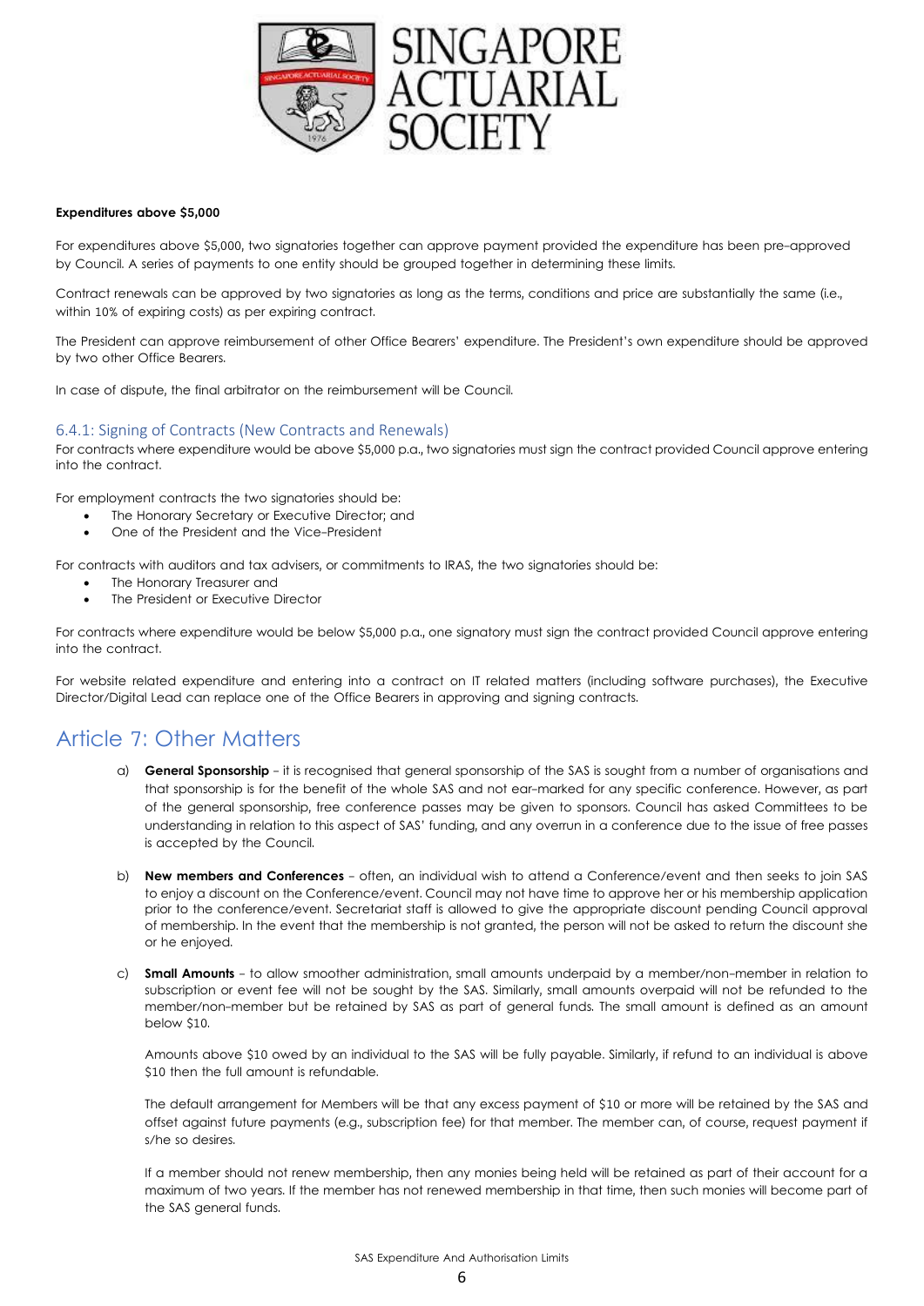**Expenditures above $5,000**

For expenditures above $5,000, two signatories together can approve payment provided the expenditure has been pre-approved by Council. A series of payments to one entity should be grouped together in determining these limits.

Contract renewals can be approved by two signatories as long as the terms, conditions and price are substantially the same (i.e., within 10% of expiring costs) as per expiring contract.

The President can approve reimbursement of other Office Bearers' expenditure. The President's own expenditure should be approved by two other Office Bearers.

In case of dispute, the final arbitrator on the reimbursement will be Council.

### 6.4.1: Signing of Contracts (New Contracts and Renewals)

For contracts where expenditure would be above $5,000 p.a., two signatories must sign the contract provided Council approve entering into the contract.

For employment contracts the two signatories should be:

- The Honorary Secretary or Executive Director; and
- One of the President and the Vice-President

For contracts with auditors and tax advisers, or commitments to IRAS, the two signatories should be:

- The Honorary Treasurer and
- The President or Executive Director

For contracts where expenditure would be below $5,000 p.a., one signatory must sign the contract provided Council approve entering into the contract.

For website related expenditure and entering into a contract on IT related matters (including software purchases), the Executive Director/Digital Lead can replace one of the Office Bearers in approving and signing contracts.

## Article 7: Other Matters

a) **General Sponsorship** – it is recognised that general sponsorship of the SAS is sought from a number of organisations and that sponsorship is for the benefit of the whole SAS and not ear-marked for any specific conference. However, as part of the general sponsorship, free conference passes may be given to sponsors. Council has asked Committees to be understanding in relation to this aspect of SAS' funding, and any overrun in a conference due to the issue of free passes is accepted by the Council.

b) **New members and Conferences** – often, an individual wish to attend a Conference/event and then seeks to join SAS to enjoy a discount on the Conference/event. Council may not have time to approve her or his membership application prior to the conference/event. Secretariat staff is allowed to give the appropriate discount pending Council approval of membership. In the event that the membership is not granted, the person will not be asked to return the discount she or he enjoyed.

c) **Small Amounts** – to allow smoother administration, small amounts underpaid by a member/non-member in relation to subscription or event fee will not be sought by the SAS. Similarly, small amounts overpaid will not be refunded to the member/non-member but be retained by SAS as part of general funds. The small amount is defined as an amount below $10.

   Amounts above $10 owed by an individual to the SAS will be fully payable. Similarly, if refund to an individual is above $10 then the full amount is refundable.

   The default arrangement for Members will be that any excess payment of $10 or more will be retained by the SAS and offset against future payments (e.g., subscription fee) for that member. The member can, of course, request payment if s/he so desires.

   If a member should not renew membership, then any monies being held will be retained as part of their account for a maximum of two years. If the member has not renewed membership in that time, then such monies will become part of the SAS general funds.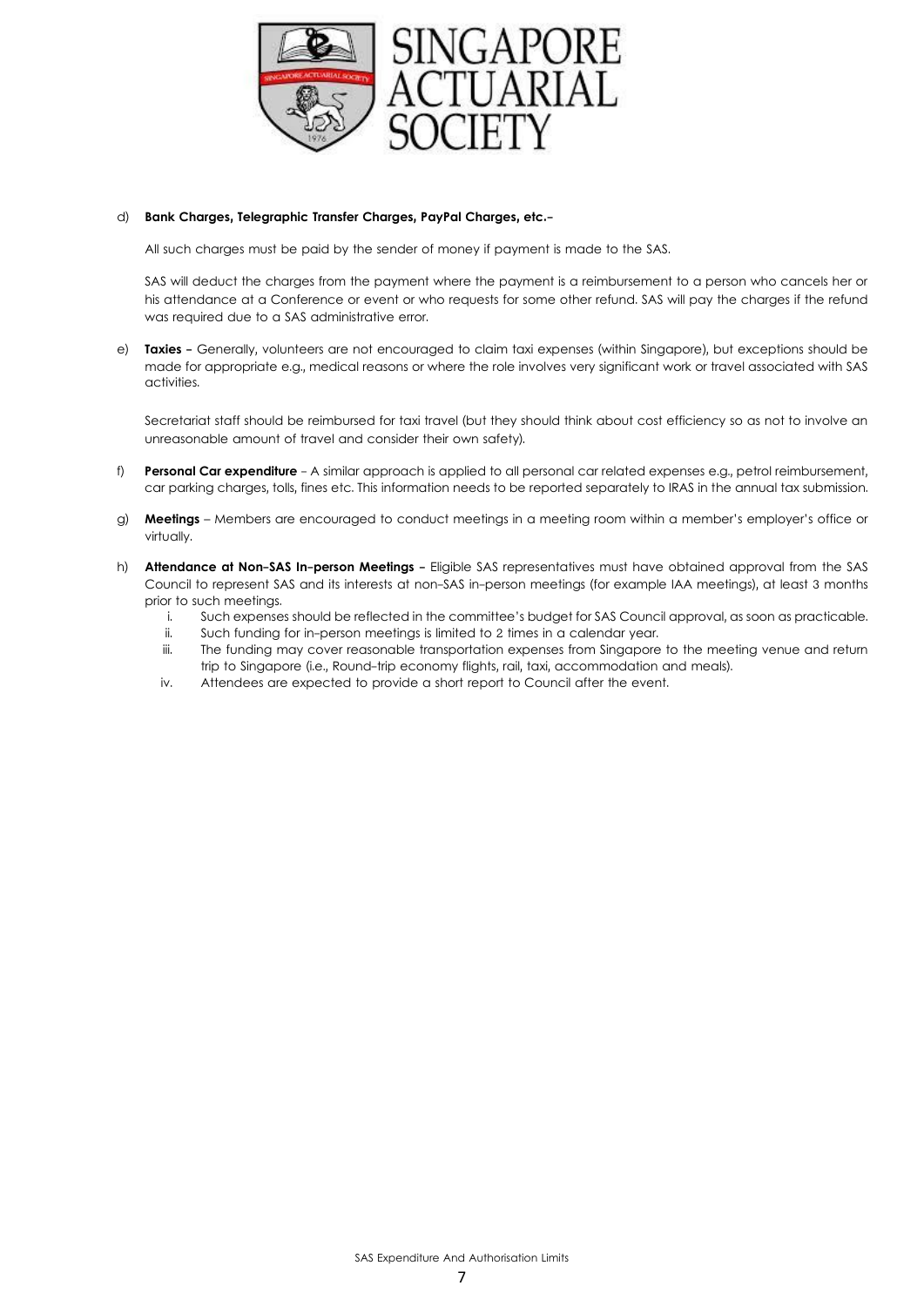d) **Bank Charges, Telegraphic Transfer Charges, PayPal Charges, etc.–**

   All such charges must be paid by the sender of money if payment is made to the SAS.

   SAS will deduct the charges from the payment where the payment is a reimbursement to a person who cancels her or his attendance at a Conference or event or who requests for some other refund. SAS will pay the charges if the refund was required due to a SAS administrative error.

e) **Taxies –** Generally, volunteers are not encouraged to claim taxi expenses (within Singapore), but exceptions should be made for appropriate e.g., medical reasons or where the role involves very significant work or travel associated with SAS activities.

   Secretariat staff should be reimbursed for taxi travel (but they should think about cost efficiency so as not to involve an unreasonable amount of travel and consider their own safety).

f) **Personal Car expenditure** – A similar approach is applied to all personal car related expenses e.g., petrol reimbursement, car parking charges, tolls, fines etc. This information needs to be reported separately to IRAS in the annual tax submission.

g) **Meetings** – Members are encouraged to conduct meetings in a meeting room within a member's employer's office or virtually.

h) **Attendance at Non–SAS In–person Meetings –** Eligible SAS representatives must have obtained approval from the SAS Council to represent SAS and its interests at non–SAS in–person meetings (for example IAA meetings), at least 3 months prior to such meetings.
   i. Such expenses should be reflected in the committee's budget for SAS Council approval, as soon as practicable.
   ii. Such funding for in–person meetings is limited to 2 times in a calendar year.
   iii. The funding may cover reasonable transportation expenses from Singapore to the meeting venue and return trip to Singapore (i.e., Round–trip economy flights, rail, taxi, accommodation and meals).
   iv. Attendees are expected to provide a short report to Council after the event.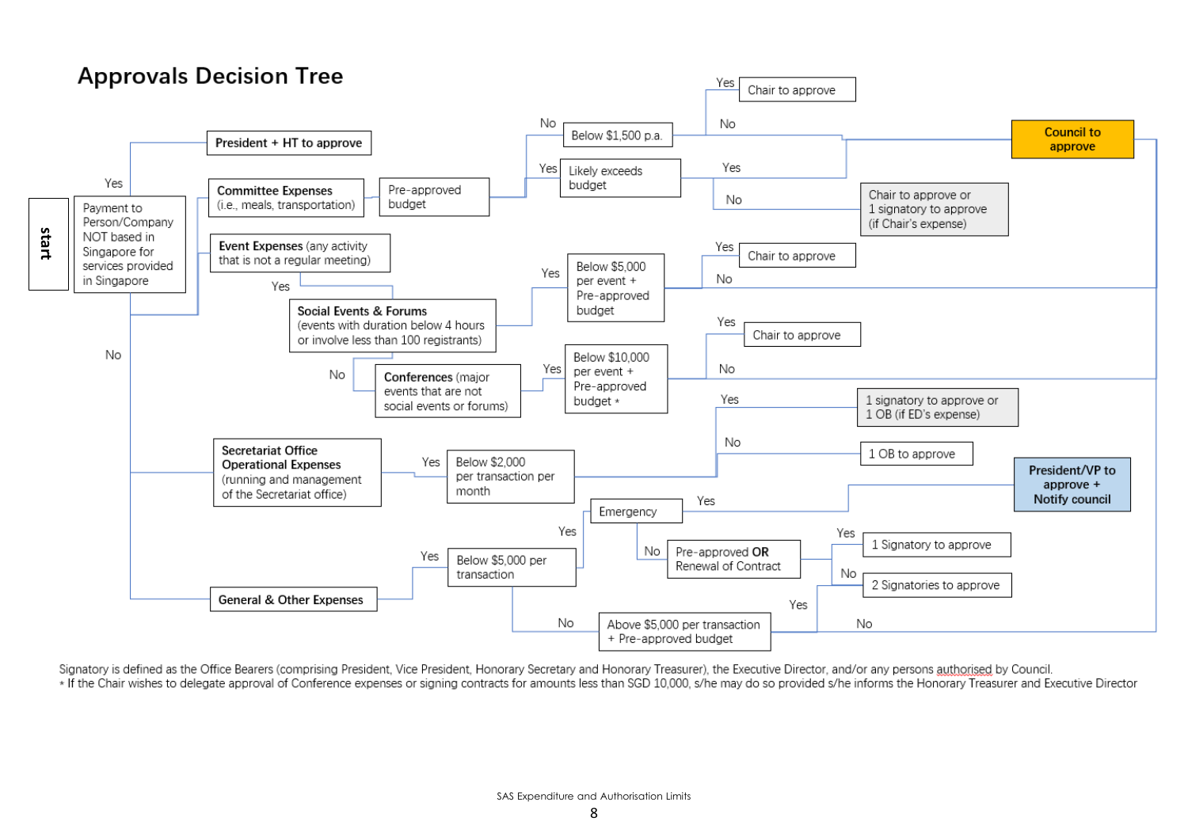# Approvals Decision Tree

start

Payment to Person/Company NOT based in Singapore for services provided in Singapore

Yes

No

President + HT to approve

**Committee Expenses** (i.e., meals, transportation)

Pre-approved budget

No

Below $1,500 p.a.

Yes

Chair to approve

No

Yes

Likely exceeds budget

Yes

No

Chair to approve or 1 signatory to approve (if Chair's expense)

**Council to approve**

**Event Expenses** (any activity that is not a regular meeting)

Yes

**Social Events & Forums** (events with duration below 4 hours or involve less than 100 registrants)

Yes

Below $5,000 per event + Pre-approved budget

Yes

Chair to approve

No

No

**Conferences** (major events that are not social events or forums)

Yes

Below $10,000 per event + Pre-approved budget *

Yes

Chair to approve

No

**Secretariat Office Operational Expenses** (running and management of the Secretariat office)

Yes

Below $2,000 per transaction per month

Yes

1 signatory to approve or 1 OB (if ED's expense)

No

1 OB to approve

**President/VP to approve + Notify council**

**General & Other Expenses**

Yes

Below $5,000 per transaction

Yes

Emergency

Yes

No

Pre-approved **OR** Renewal of Contract

Yes

1 Signatory to approve

No

2 Signatories to approve

No

Above $5,000 per transaction + Pre-approved budget

Yes

No

Signatory is defined as the Office Bearers (comprising President, Vice President, Honorary Secretary and Honorary Treasurer), the Executive Director, and/or any persons authorised by Council.

* If the Chair wishes to delegate approval of Conference expenses or signing contracts for amounts less than SGD 10,000, s/he may do so provided s/he informs the Honorary Treasurer and Executive Director